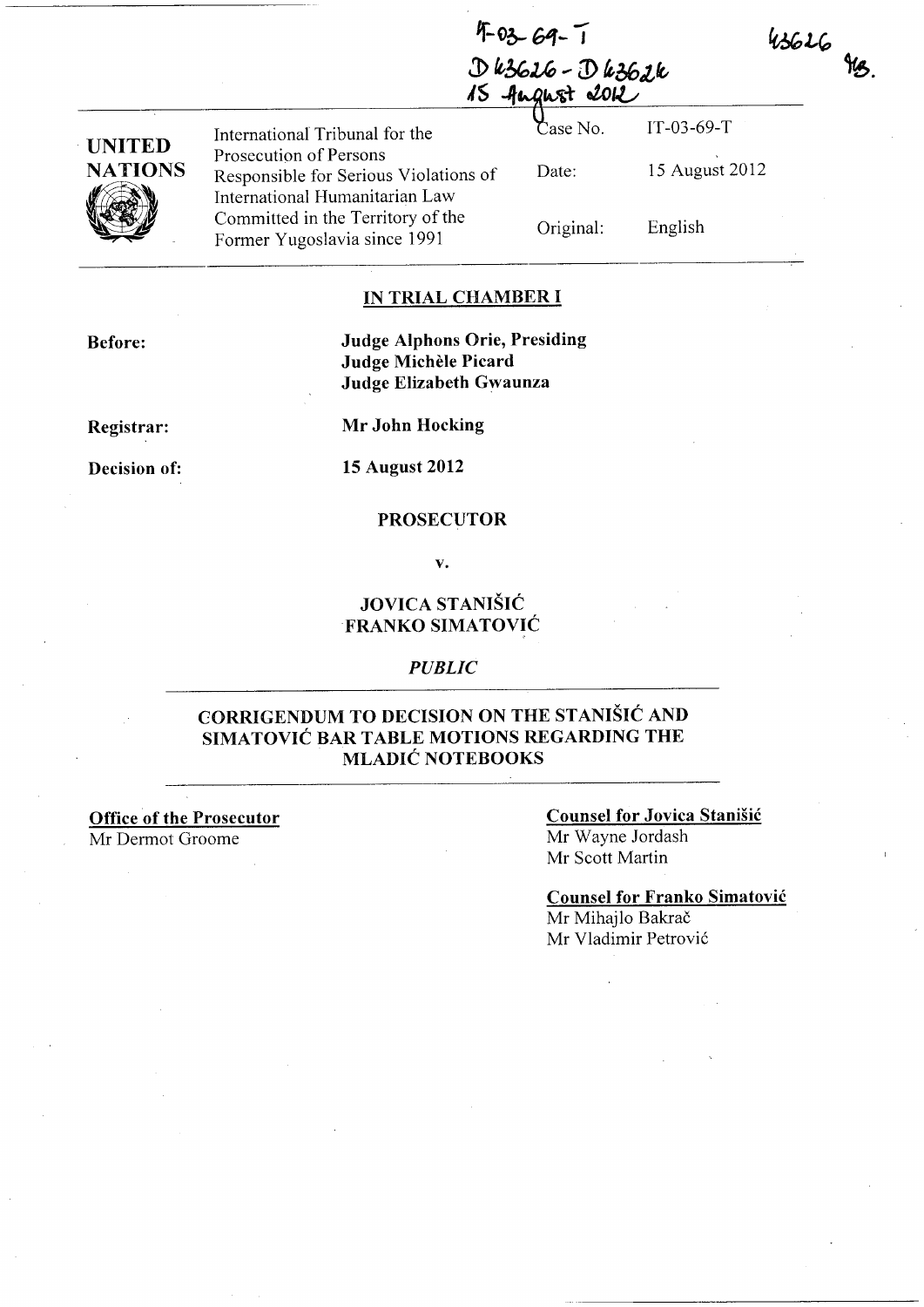IT-03-69-T
D43626 - D43626
15 August 2012

43626
HB.

| UNITED NATIONS | International Tribunal for the Prosecution of Persons Responsible for Serious Violations of International Humanitarian Law Committed in the Territory of the Former Yugoslavia since 1991 | Case No. | IT-03-69-T |
|---|---|---|---|
| | | Date: | 15 August 2012 |
| | | Original: | English |

## IN TRIAL CHAMBER I

**Before:** **Judge Alphons Orie, Presiding**
**Judge Michèle Picard**
**Judge Elizabeth Gwaunza**

**Registrar:** **Mr John Hocking**

**Decision of:** **15 August 2012**

**PROSECUTOR**

**v.**

**JOVICA STANIŠIĆ**
**FRANKO SIMATOVIĆ**

***PUBLIC***

## CORRIGENDUM TO DECISION ON THE STANIŠIĆ AND SIMATOVIĆ BAR TABLE MOTIONS REGARDING THE MLADIĆ NOTEBOOKS

**Office of the Prosecutor**
Mr Dermot Groome

**Counsel for Jovica Stanišić**
Mr Wayne Jordash
Mr Scott Martin

**Counsel for Franko Simatović**
Mr Mihajlo Bakrač
Mr Vladimir Petrović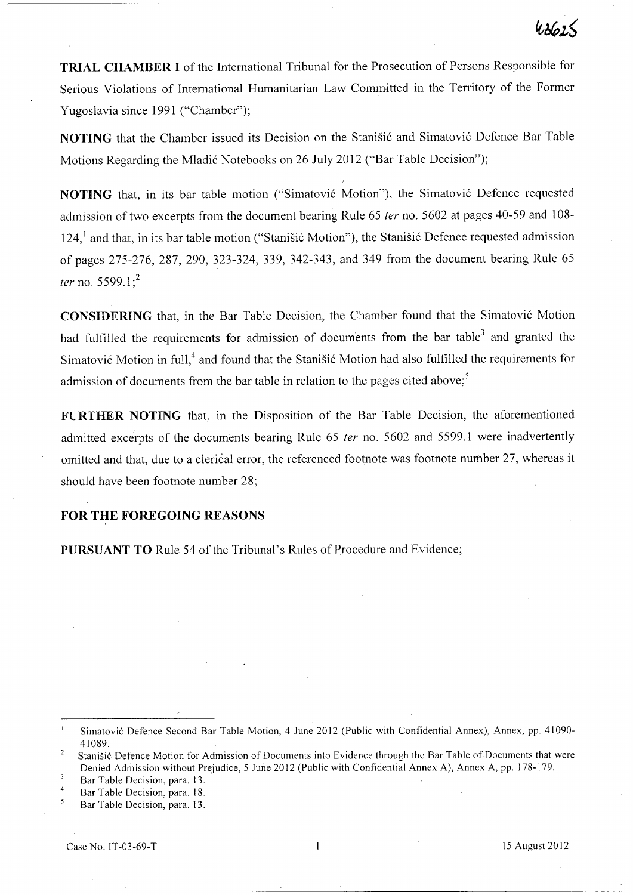**TRIAL CHAMBER I** of the International Tribunal for the Prosecution of Persons Responsible for Serious Violations of International Humanitarian Law Committed in the Territory of the Former Yugoslavia since 1991 ("Chamber");

**NOTING** that the Chamber issued its Decision on the Stanišić and Simatović Defence Bar Table Motions Regarding the Mladić Notebooks on 26 July 2012 ("Bar Table Decision");

**NOTING** that, in its bar table motion ("Simatović Motion"), the Simatović Defence requested admission of two excerpts from the document bearing Rule 65 *ter* no. 5602 at pages 40-59 and 108-124,[1] and that, in its bar table motion ("Stanišić Motion"), the Stanišić Defence requested admission of pages 275-276, 287, 290, 323-324, 339, 342-343, and 349 from the document bearing Rule 65 *ter* no. 5599.1;[2]

**CONSIDERING** that, in the Bar Table Decision, the Chamber found that the Simatović Motion had fulfilled the requirements for admission of documents from the bar table[3] and granted the Simatović Motion in full,[4] and found that the Stanišić Motion had also fulfilled the requirements for admission of documents from the bar table in relation to the pages cited above;[5]

**FURTHER NOTING** that, in the Disposition of the Bar Table Decision, the aforementioned admitted excerpts of the documents bearing Rule 65 *ter* no. 5602 and 5599.1 were inadvertently omitted and that, due to a clerical error, the referenced footnote was footnote number 27, whereas it should have been footnote number 28;

**FOR THE FOREGOING REASONS**

**PURSUANT TO** Rule 54 of the Tribunal's Rules of Procedure and Evidence;

---

[1] Simatović Defence Second Bar Table Motion, 4 June 2012 (Public with Confidential Annex), Annex, pp. 41090-41089.

[2] Stanišić Defence Motion for Admission of Documents into Evidence through the Bar Table of Documents that were Denied Admission without Prejudice, 5 June 2012 (Public with Confidential Annex A), Annex A, pp. 178-179.

[3] Bar Table Decision, para. 13.

[4] Bar Table Decision, para. 18.

[5] Bar Table Decision, para. 13.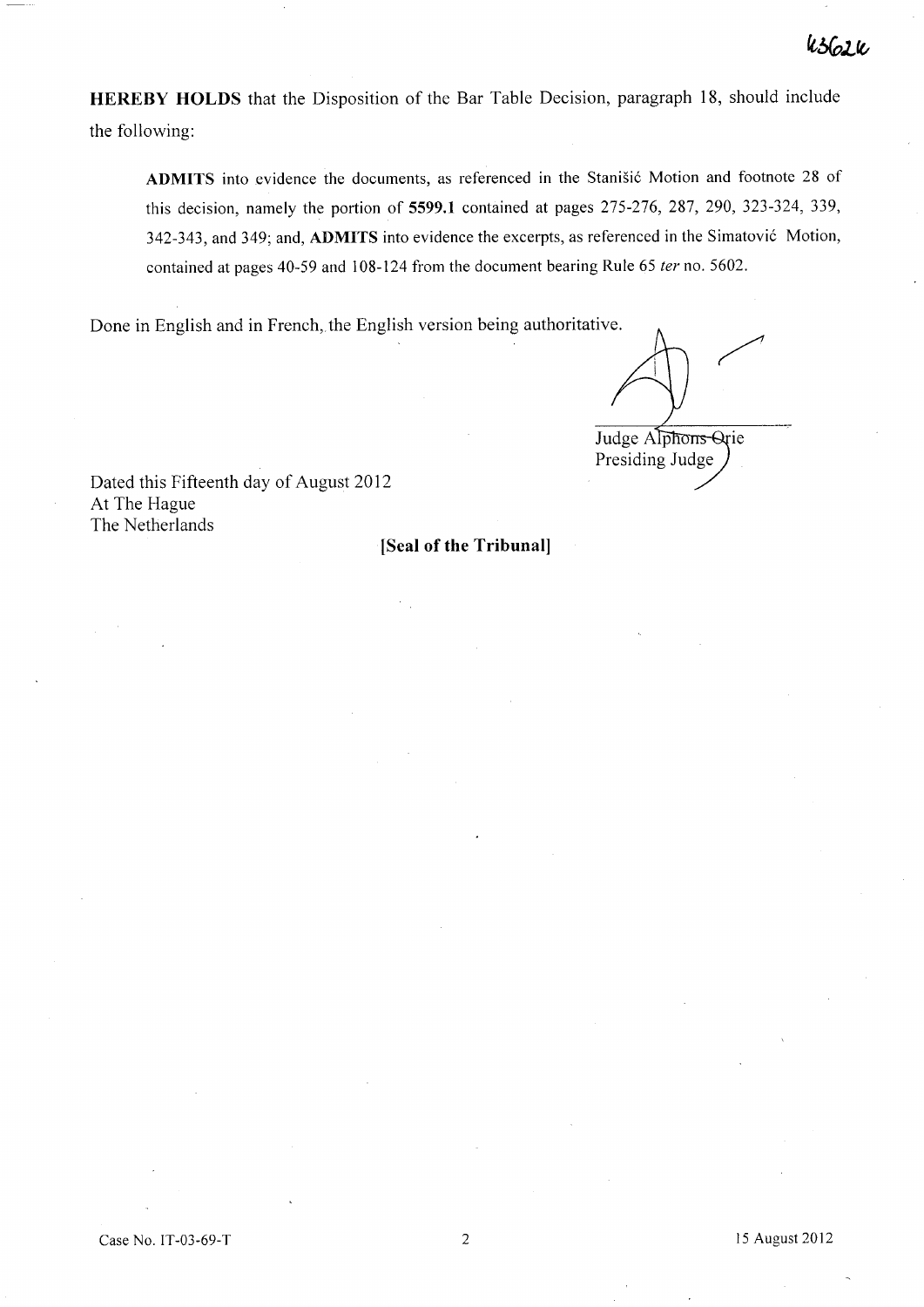**HEREBY HOLDS** that the Disposition of the Bar Table Decision, paragraph 18, should include the following:

> **ADMITS** into evidence the documents, as referenced in the Stanišić Motion and footnote 28 of this decision, namely the portion of **5599.1** contained at pages 275-276, 287, 290, 323-324, 339, 342-343, and 349; and, **ADMITS** into evidence the excerpts, as referenced in the Simatović Motion, contained at pages 40-59 and 108-124 from the document bearing Rule 65 *ter* no. 5602.

Done in English and in French, the English version being authoritative.

Judge Alphons Orie
Presiding Judge

Dated this Fifteenth day of August 2012
At The Hague
The Netherlands

**[Seal of the Tribunal]**